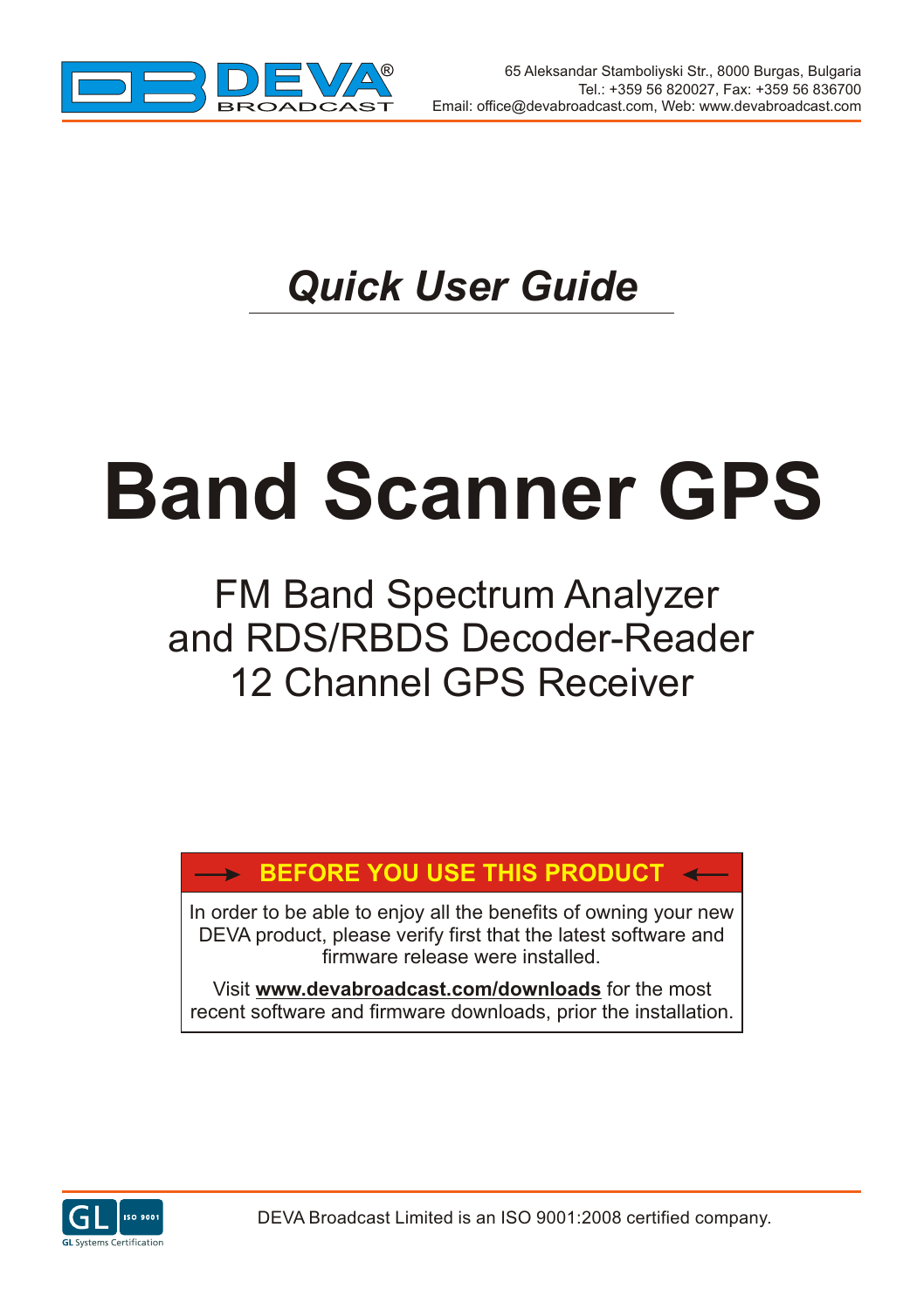65 Aleksandar Stamboliyski Str., 8000 Burgas, Bulgaria
Tel.: +359 56 820027, Fax: +359 56 836700
Email: office@devabroadcast.com, Web: www.devabroadcast.com

## *Quick User Guide*

# Band Scanner GPS

FM Band Spectrum Analyzer
and RDS/RBDS Decoder-Reader
12 Channel GPS Receiver

**BEFORE YOU USE THIS PRODUCT**

In order to be able to enjoy all the benefits of owning your new DEVA product, please verify first that the latest software and firmware release were installed.

Visit **www.devabroadcast.com/downloads** for the most recent software and firmware downloads, prior the installation.

DEVA Broadcast Limited is an ISO 9001:2008 certified company.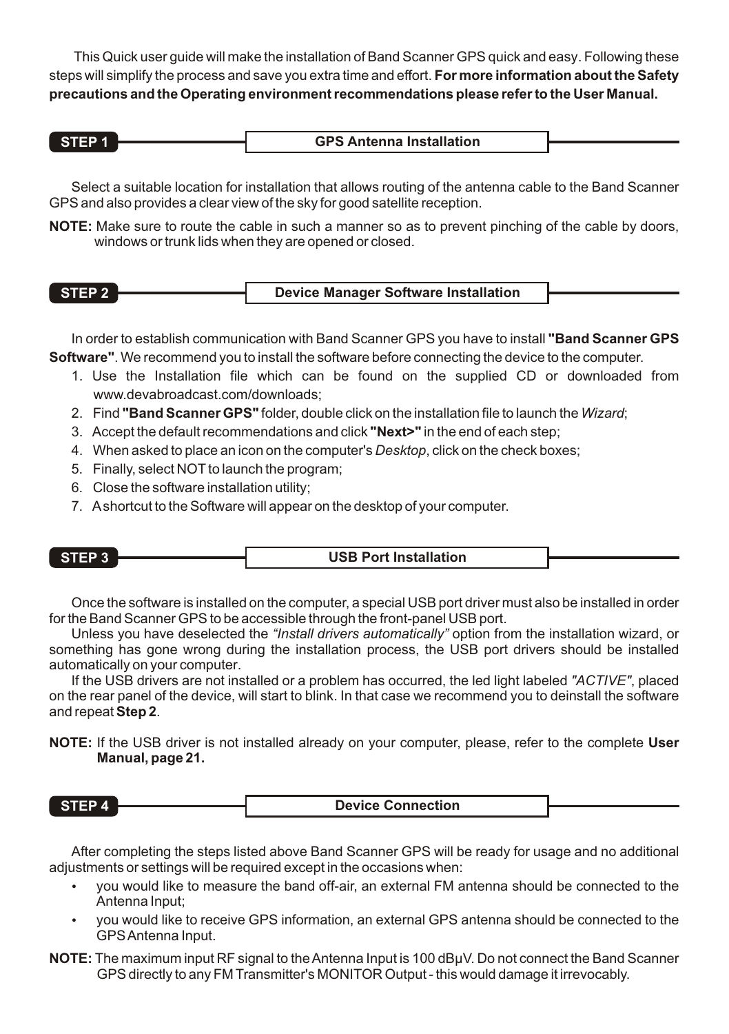This Quick user guide will make the installation of Band Scanner GPS quick and easy. Following these steps will simplify the process and save you extra time and effort. **For more information about the Safety precautions and the Operating environment recommendations please refer to the User Manual.**

## STEP 1 — GPS Antenna Installation

Select a suitable location for installation that allows routing of the antenna cable to the Band Scanner GPS and also provides a clear view of the sky for good satellite reception.

**NOTE:** Make sure to route the cable in such a manner so as to prevent pinching of the cable by doors, windows or trunk lids when they are opened or closed.

## STEP 2 — Device Manager Software Installation

In order to establish communication with Band Scanner GPS you have to install **"Band Scanner GPS Software"**. We recommend you to install the software before connecting the device to the computer.

1. Use the Installation file which can be found on the supplied CD or downloaded from www.devabroadcast.com/downloads;
2. Find **"Band Scanner GPS"** folder, double click on the installation file to launch the *Wizard*;
3. Accept the default recommendations and click **"Next>"** in the end of each step;
4. When asked to place an icon on the computer's *Desktop*, click on the check boxes;
5. Finally, select NOT to launch the program;
6. Close the software installation utility;
7. A shortcut to the Software will appear on the desktop of your computer.

## STEP 3 — USB Port Installation

Once the software is installed on the computer, a special USB port driver must also be installed in order for the Band Scanner GPS to be accessible through the front-panel USB port.

Unless you have deselected the *"Install drivers automatically"* option from the installation wizard, or something has gone wrong during the installation process, the USB port drivers should be installed automatically on your computer.

If the USB drivers are not installed or a problem has occurred, the led light labeled *"ACTIVE"*, placed on the rear panel of the device, will start to blink. In that case we recommend you to deinstall the software and repeat **Step 2**.

**NOTE:** If the USB driver is not installed already on your computer, please, refer to the complete **User Manual, page 21.**

## STEP 4 — Device Connection

After completing the steps listed above Band Scanner GPS will be ready for usage and no additional adjustments or settings will be required except in the occasions when:

- you would like to measure the band off-air, an external FM antenna should be connected to the Antenna Input;
- you would like to receive GPS information, an external GPS antenna should be connected to the GPS Antenna Input.

**NOTE:** The maximum input RF signal to the Antenna Input is 100 dBµV. Do not connect the Band Scanner GPS directly to any FM Transmitter's MONITOR Output - this would damage it irrevocably.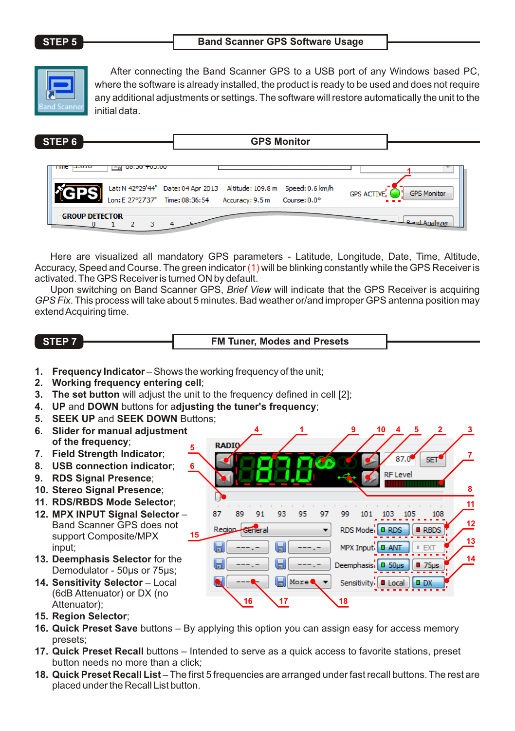## STEP 5 — Band Scanner GPS Software Usage

After connecting the Band Scanner GPS to a USB port of any Windows based PC, where the software is already installed, the product is ready to be used and does not require any additional adjustments or settings. The software will restore automatically the unit to the initial data.

## STEP 6 — GPS Monitor

Here are visualized all mandatory GPS parameters - Latitude, Longitude, Date, Time, Altitude, Accuracy, Speed and Course. The green indicator (1) will be blinking constantly while the GPS Receiver is activated. The GPS Receiver is turned ON by default.

Upon switching on Band Scanner GPS, *Brief View* will indicate that the GPS Receiver is acquiring *GPS Fix*. This process will take about 5 minutes. Bad weather or/and improper GPS antenna position may extend Acquiring time.

## STEP 7 — FM Tuner, Modes and Presets

1. **Frequency Indicator** – Shows the working frequency of the unit;
2. **Working frequency entering cell**;
3. **The set button** will adjust the unit to the frequency defined in cell [2];
4. **UP** and **DOWN** buttons for a**djusting the tuner's frequency**;
5. **SEEK UP** and **SEEK DOWN** Buttons;
6. **Slider for manual adjustment of the frequency**;
7. **Field Strength Indicator**;
8. **USB connection indicator**;
9. **RDS Signal Presence**;
10. **Stereo Signal Presence**;
11. **RDS/RBDS Mode Selector**;
12. **MPX INPUT Signal Selector** – Band Scanner GPS does not support Composite/MPX input;
13. **Deemphasis Selector** for the Demodulator - 50µs or 75µs;
14. **Sensitivity Selector** – Local (6dB Attenuator) or DX (no Attenuator);
15. **Region Selector**;
16. **Quick Preset Save** buttons – By applying this option you can assign easy for access memory presets;
17. **Quick Preset Recall** buttons – Intended to serve as a quick access to favorite stations, preset button needs no more than a click;
18. **Quick Preset Recall List** – The first 5 frequencies are arranged under fast recall buttons. The rest are placed under the Recall List button.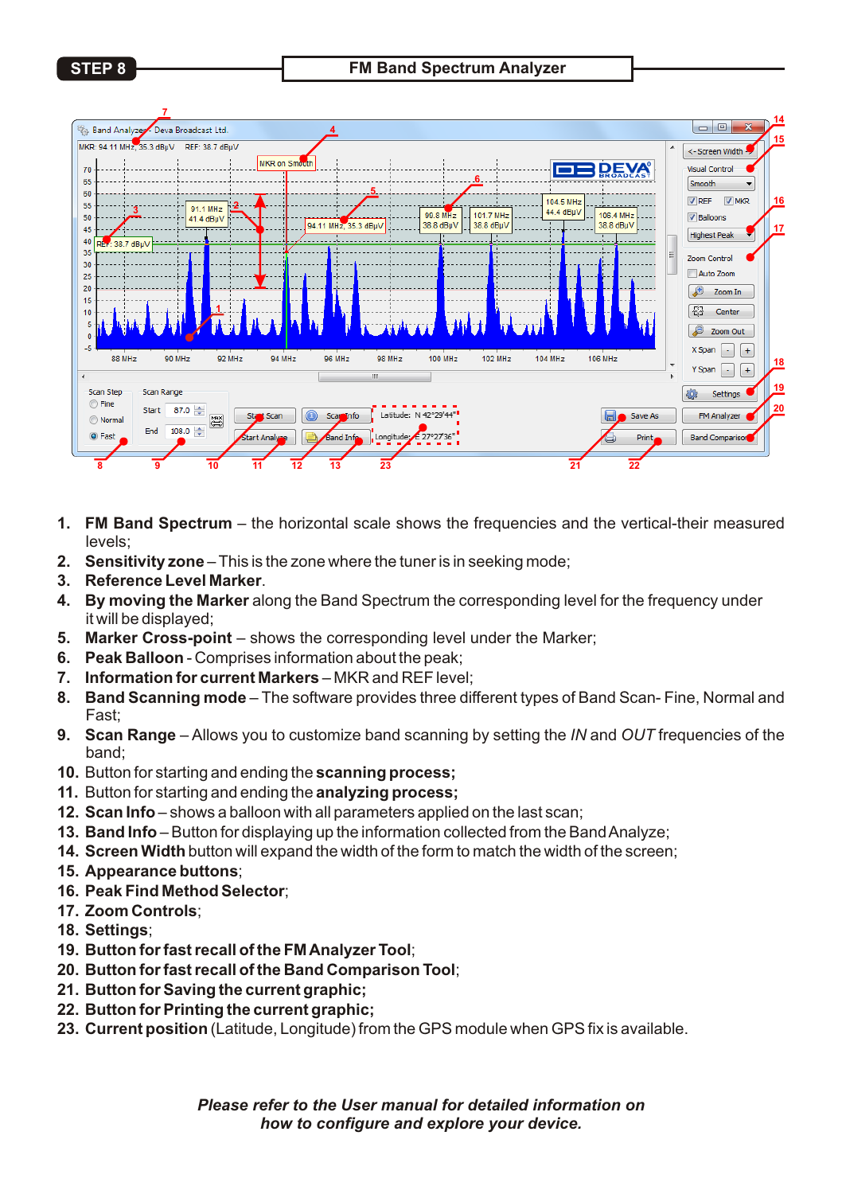**STEP 8** **FM Band Spectrum Analyzer**

1. **FM Band Spectrum** – the horizontal scale shows the frequencies and the vertical-their measured levels;
2. **Sensitivity zone** – This is the zone where the tuner is in seeking mode;
3. **Reference Level Marker**.
4. **By moving the Marker** along the Band Spectrum the corresponding level for the frequency under it will be displayed;
5. **Marker Cross-point** – shows the corresponding level under the Marker;
6. **Peak Balloon** - Comprises information about the peak;
7. **Information for current Markers** – MKR and REF level;
8. **Band Scanning mode** – The software provides three different types of Band Scan- Fine, Normal and Fast;
9. **Scan Range** – Allows you to customize band scanning by setting the *IN* and *OUT* frequencies of the band;
10. Button for starting and ending the **scanning process;**
11. Button for starting and ending the **analyzing process;**
12. **Scan Info** – shows a balloon with all parameters applied on the last scan;
13. **Band Info** – Button for displaying up the information collected from the Band Analyze;
14. **Screen Width** button will expand the width of the form to match the width of the screen;
15. **Appearance buttons**;
16. **Peak Find Method Selector**;
17. **Zoom Controls**;
18. **Settings**;
19. **Button for fast recall of the FM Analyzer Tool**;
20. **Button for fast recall of the Band Comparison Tool**;
21. **Button for Saving the current graphic;**
22. **Button for Printing the current graphic;**
23. **Current position** (Latitude, Longitude) from the GPS module when GPS fix is available.

***Please refer to the User manual for detailed information on how to configure and explore your device.***